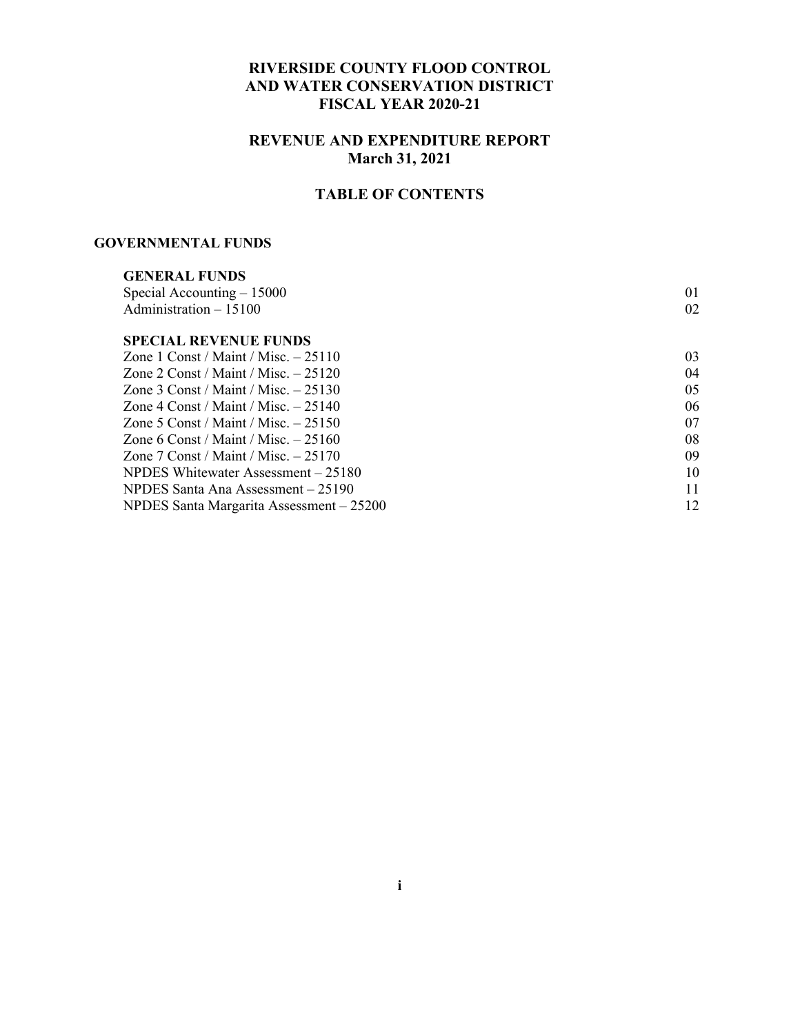# RIVERSIDE COUNTY FLOOD CONTROL AND WATER CONSERVATION DISTRICT FISCAL YEAR 2020-21

## REVENUE AND EXPENDITURE REPORT March 31, 2021

## TABLE OF CONTENTS

### GOVERNMENTAL FUNDS

**GENERAL FUNDS**

| | |
|---|---|
| Special Accounting – 15000 | 01 |
| Administration – 15100 | 02 |

**SPECIAL REVENUE FUNDS**

| | |
|---|---|
| Zone 1 Const / Maint / Misc. – 25110 | 03 |
| Zone 2 Const / Maint / Misc. – 25120 | 04 |
| Zone 3 Const / Maint / Misc. – 25130 | 05 |
| Zone 4 Const / Maint / Misc. – 25140 | 06 |
| Zone 5 Const / Maint / Misc. – 25150 | 07 |
| Zone 6 Const / Maint / Misc. – 25160 | 08 |
| Zone 7 Const / Maint / Misc. – 25170 | 09 |
| NPDES Whitewater Assessment – 25180 | 10 |
| NPDES Santa Ana Assessment – 25190 | 11 |
| NPDES Santa Margarita Assessment – 25200 | 12 |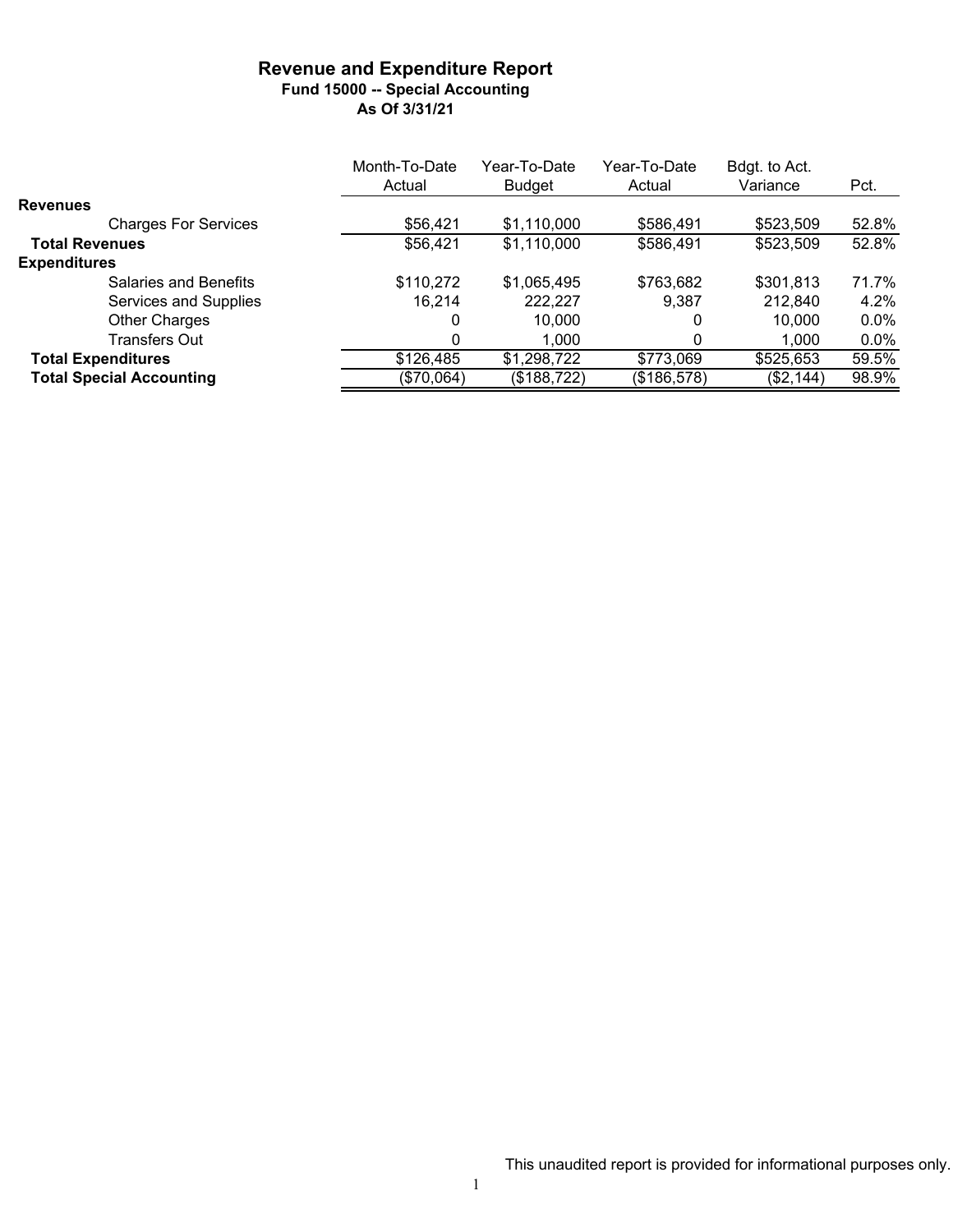# Revenue and Expenditure Report

## Fund 15000 -- Special Accounting

### As Of 3/31/21

| | Month-To-Date Actual | Year-To-Date Budget | Year-To-Date Actual | Bdgt. to Act. Variance | Pct. |
|---|---|---|---|---|---|
| **Revenues** | | | | | |
| Charges For Services | $56,421 | $1,110,000 | $586,491 | $523,509 | 52.8% |
| **Total Revenues** | $56,421 | $1,110,000 | $586,491 | $523,509 | 52.8% |
| **Expenditures** | | | | | |
| Salaries and Benefits | $110,272 | $1,065,495 | $763,682 | $301,813 | 71.7% |
| Services and Supplies | 16,214 | 222,227 | 9,387 | 212,840 | 4.2% |
| Other Charges | 0 | 10,000 | 0 | 10,000 | 0.0% |
| Transfers Out | 0 | 1,000 | 0 | 1,000 | 0.0% |
| **Total Expenditures** | $126,485 | $1,298,722 | $773,069 | $525,653 | 59.5% |
| **Total Special Accounting** | ($70,064) | ($188,722) | ($186,578) | ($2,144) | 98.9% |

This unaudited report is provided for informational purposes only.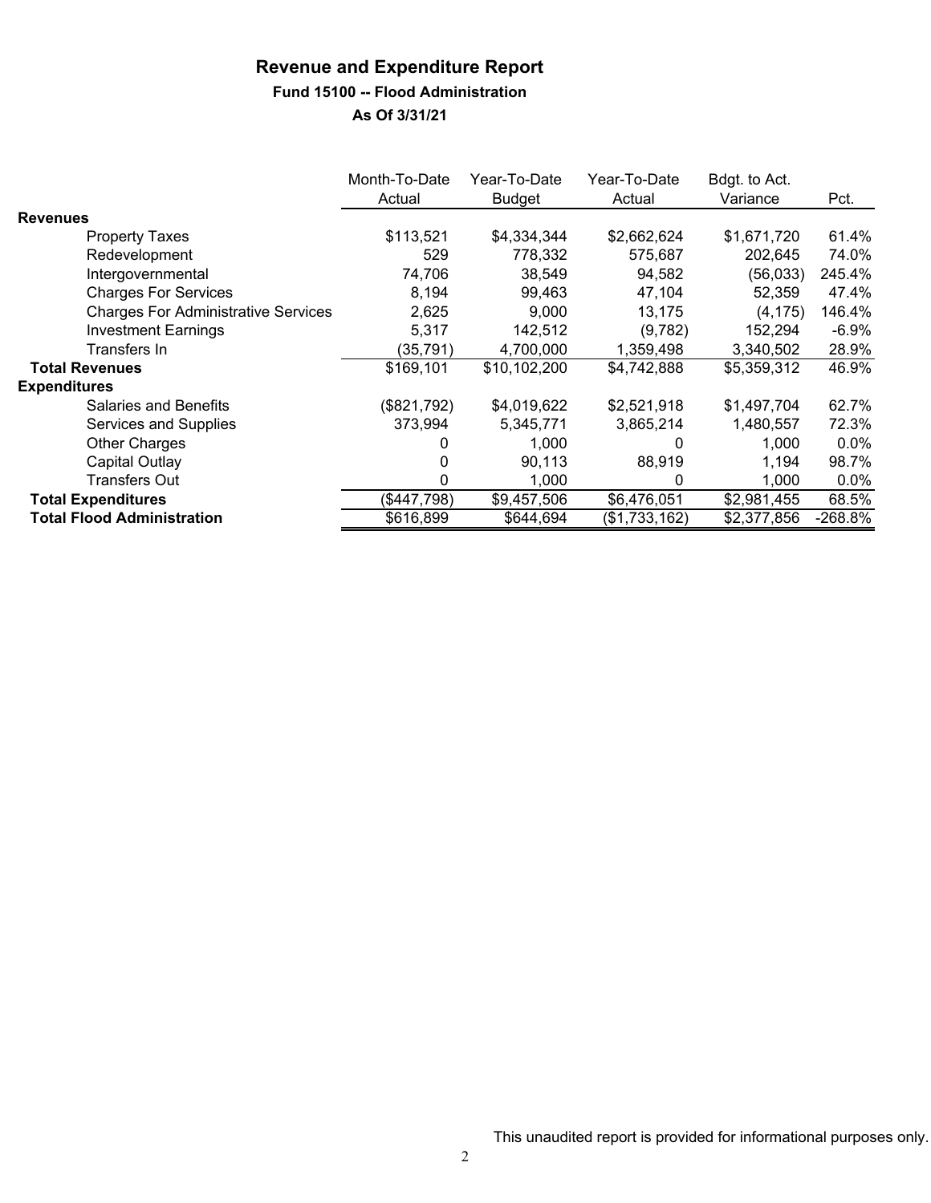# Revenue and Expenditure Report

## Fund 15100 -- Flood Administration

### As Of 3/31/21

| | Month-To-Date Actual | Year-To-Date Budget | Year-To-Date Actual | Bdgt. to Act. Variance | Pct. |
|---|---|---|---|---|---|
| **Revenues** | | | | | |
| Property Taxes | $113,521 | $4,334,344 | $2,662,624 | $1,671,720 | 61.4% |
| Redevelopment | 529 | 778,332 | 575,687 | 202,645 | 74.0% |
| Intergovernmental | 74,706 | 38,549 | 94,582 | (56,033) | 245.4% |
| Charges For Services | 8,194 | 99,463 | 47,104 | 52,359 | 47.4% |
| Charges For Administrative Services | 2,625 | 9,000 | 13,175 | (4,175) | 146.4% |
| Investment Earnings | 5,317 | 142,512 | (9,782) | 152,294 | -6.9% |
| Transfers In | (35,791) | 4,700,000 | 1,359,498 | 3,340,502 | 28.9% |
| **Total Revenues** | $169,101 | $10,102,200 | $4,742,888 | $5,359,312 | 46.9% |
| **Expenditures** | | | | | |
| Salaries and Benefits | ($821,792) | $4,019,622 | $2,521,918 | $1,497,704 | 62.7% |
| Services and Supplies | 373,994 | 5,345,771 | 3,865,214 | 1,480,557 | 72.3% |
| Other Charges | 0 | 1,000 | 0 | 1,000 | 0.0% |
| Capital Outlay | 0 | 90,113 | 88,919 | 1,194 | 98.7% |
| Transfers Out | 0 | 1,000 | 0 | 1,000 | 0.0% |
| **Total Expenditures** | ($447,798) | $9,457,506 | $6,476,051 | $2,981,455 | 68.5% |
| **Total Flood Administration** | $616,899 | $644,694 | ($1,733,162) | $2,377,856 | -268.8% |

This unaudited report is provided for informational purposes only.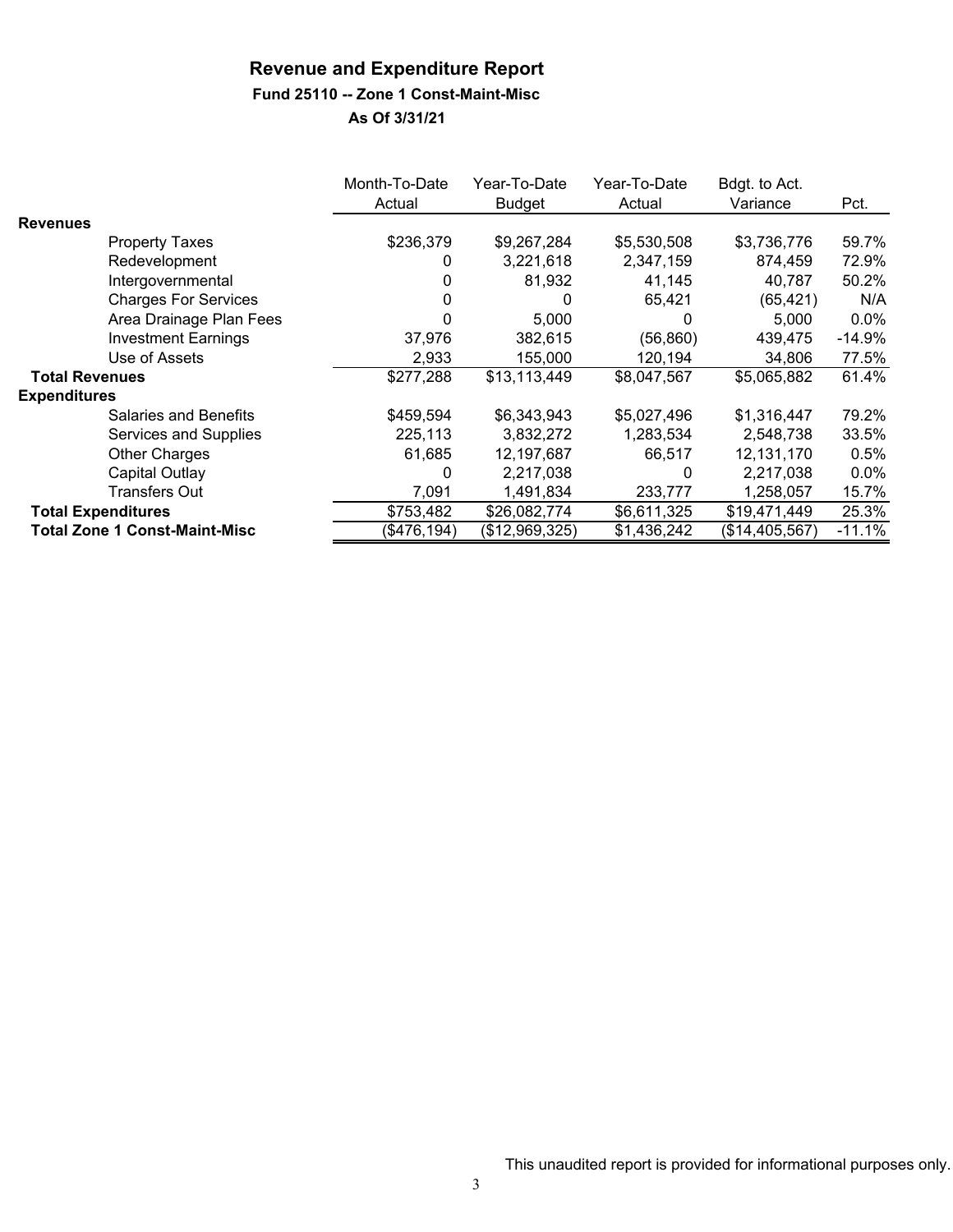# Revenue and Expenditure Report

## Fund 25110 -- Zone 1 Const-Maint-Misc

### As Of 3/31/21

| | Month-To-Date Actual | Year-To-Date Budget | Year-To-Date Actual | Bdgt. to Act. Variance | Pct. |
|---|---|---|---|---|---|
| **Revenues** | | | | | |
| Property Taxes | $236,379 | $9,267,284 | $5,530,508 | $3,736,776 | 59.7% |
| Redevelopment | 0 | 3,221,618 | 2,347,159 | 874,459 | 72.9% |
| Intergovernmental | 0 | 81,932 | 41,145 | 40,787 | 50.2% |
| Charges For Services | 0 | 0 | 65,421 | (65,421) | N/A |
| Area Drainage Plan Fees | 0 | 5,000 | 0 | 5,000 | 0.0% |
| Investment Earnings | 37,976 | 382,615 | (56,860) | 439,475 | -14.9% |
| Use of Assets | 2,933 | 155,000 | 120,194 | 34,806 | 77.5% |
| **Total Revenues** | $277,288 | $13,113,449 | $8,047,567 | $5,065,882 | 61.4% |
| **Expenditures** | | | | | |
| Salaries and Benefits | $459,594 | $6,343,943 | $5,027,496 | $1,316,447 | 79.2% |
| Services and Supplies | 225,113 | 3,832,272 | 1,283,534 | 2,548,738 | 33.5% |
| Other Charges | 61,685 | 12,197,687 | 66,517 | 12,131,170 | 0.5% |
| Capital Outlay | 0 | 2,217,038 | 0 | 2,217,038 | 0.0% |
| Transfers Out | 7,091 | 1,491,834 | 233,777 | 1,258,057 | 15.7% |
| **Total Expenditures** | $753,482 | $26,082,774 | $6,611,325 | $19,471,449 | 25.3% |
| **Total Zone 1 Const-Maint-Misc** | ($476,194) | ($12,969,325) | $1,436,242 | ($14,405,567) | -11.1% |

This unaudited report is provided for informational purposes only.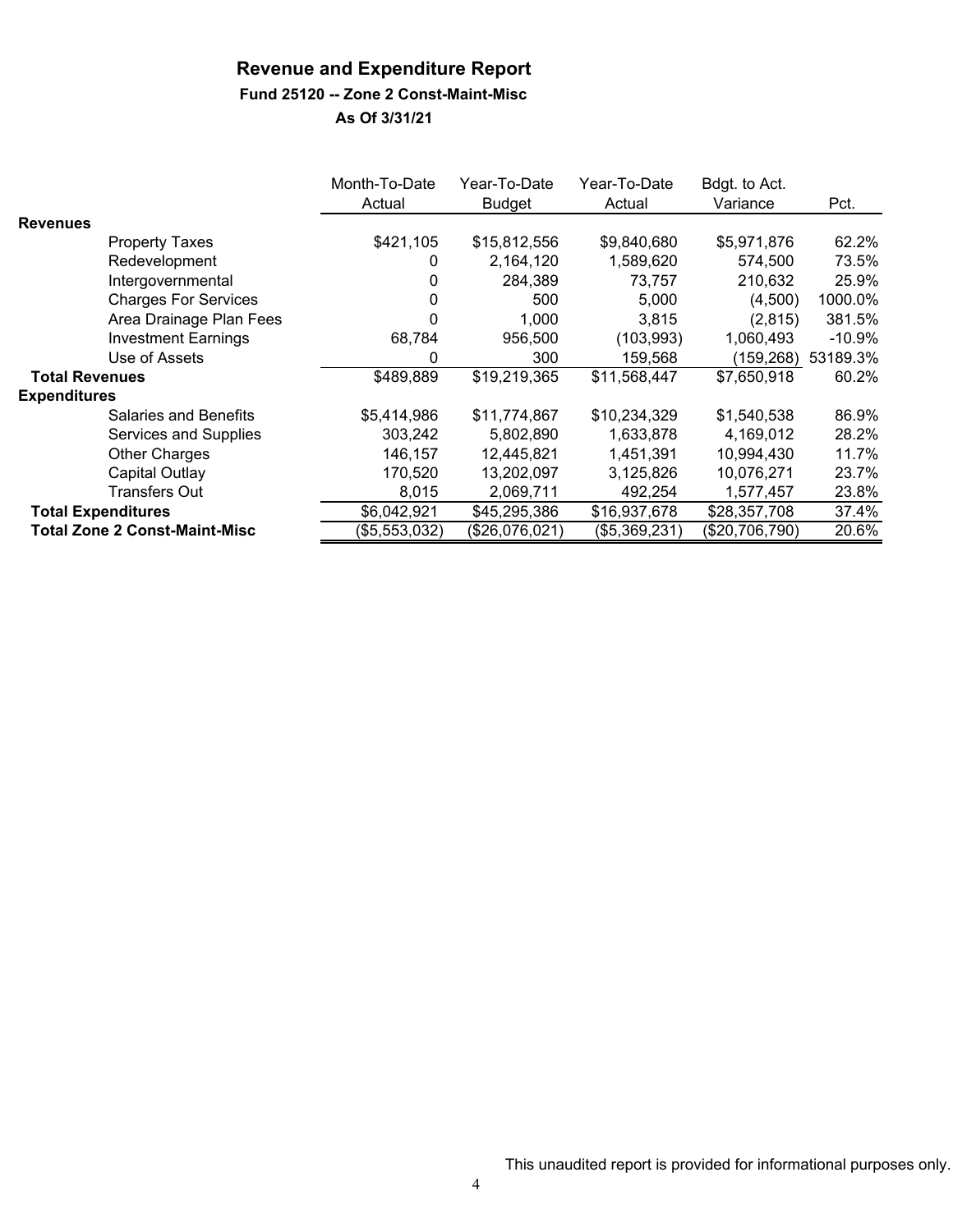# Revenue and Expenditure Report

### Fund 25120 -- Zone 2 Const-Maint-Misc

### As Of 3/31/21

| | Month-To-Date Actual | Year-To-Date Budget | Year-To-Date Actual | Bdgt. to Act. Variance | Pct. |
|---|---|---|---|---|---|
| **Revenues** | | | | | |
| Property Taxes | $421,105 | $15,812,556 | $9,840,680 | $5,971,876 | 62.2% |
| Redevelopment | 0 | 2,164,120 | 1,589,620 | 574,500 | 73.5% |
| Intergovernmental | 0 | 284,389 | 73,757 | 210,632 | 25.9% |
| Charges For Services | 0 | 500 | 5,000 | (4,500) | 1000.0% |
| Area Drainage Plan Fees | 0 | 1,000 | 3,815 | (2,815) | 381.5% |
| Investment Earnings | 68,784 | 956,500 | (103,993) | 1,060,493 | -10.9% |
| Use of Assets | 0 | 300 | 159,568 | (159,268) | 53189.3% |
| **Total Revenues** | $489,889 | $19,219,365 | $11,568,447 | $7,650,918 | 60.2% |
| **Expenditures** | | | | | |
| Salaries and Benefits | $5,414,986 | $11,774,867 | $10,234,329 | $1,540,538 | 86.9% |
| Services and Supplies | 303,242 | 5,802,890 | 1,633,878 | 4,169,012 | 28.2% |
| Other Charges | 146,157 | 12,445,821 | 1,451,391 | 10,994,430 | 11.7% |
| Capital Outlay | 170,520 | 13,202,097 | 3,125,826 | 10,076,271 | 23.7% |
| Transfers Out | 8,015 | 2,069,711 | 492,254 | 1,577,457 | 23.8% |
| **Total Expenditures** | $6,042,921 | $45,295,386 | $16,937,678 | $28,357,708 | 37.4% |
| **Total Zone 2 Const-Maint-Misc** | ($5,553,032) | ($26,076,021) | ($5,369,231) | ($20,706,790) | 20.6% |

This unaudited report is provided for informational purposes only.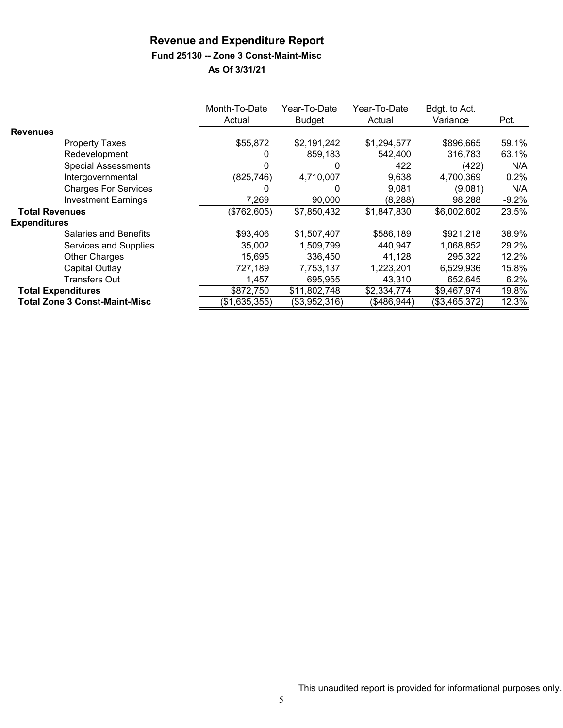# Revenue and Expenditure Report

### Fund 25130 -- Zone 3 Const-Maint-Misc

### As Of 3/31/21

| | Month-To-Date Actual | Year-To-Date Budget | Year-To-Date Actual | Bdgt. to Act. Variance | Pct. |
|---|---|---|---|---|---|
| **Revenues** | | | | | |
| Property Taxes | $55,872 | $2,191,242 | $1,294,577 | $896,665 | 59.1% |
| Redevelopment | 0 | 859,183 | 542,400 | 316,783 | 63.1% |
| Special Assessments | 0 | 0 | 422 | (422) | N/A |
| Intergovernmental | (825,746) | 4,710,007 | 9,638 | 4,700,369 | 0.2% |
| Charges For Services | 0 | 0 | 9,081 | (9,081) | N/A |
| Investment Earnings | 7,269 | 90,000 | (8,288) | 98,288 | -9.2% |
| **Total Revenues** | ($762,605) | $7,850,432 | $1,847,830 | $6,002,602 | 23.5% |
| **Expenditures** | | | | | |
| Salaries and Benefits | $93,406 | $1,507,407 | $586,189 | $921,218 | 38.9% |
| Services and Supplies | 35,002 | 1,509,799 | 440,947 | 1,068,852 | 29.2% |
| Other Charges | 15,695 | 336,450 | 41,128 | 295,322 | 12.2% |
| Capital Outlay | 727,189 | 7,753,137 | 1,223,201 | 6,529,936 | 15.8% |
| Transfers Out | 1,457 | 695,955 | 43,310 | 652,645 | 6.2% |
| **Total Expenditures** | $872,750 | $11,802,748 | $2,334,774 | $9,467,974 | 19.8% |
| **Total Zone 3 Const-Maint-Misc** | ($1,635,355) | ($3,952,316) | ($486,944) | ($3,465,372) | 12.3% |

This unaudited report is provided for informational purposes only.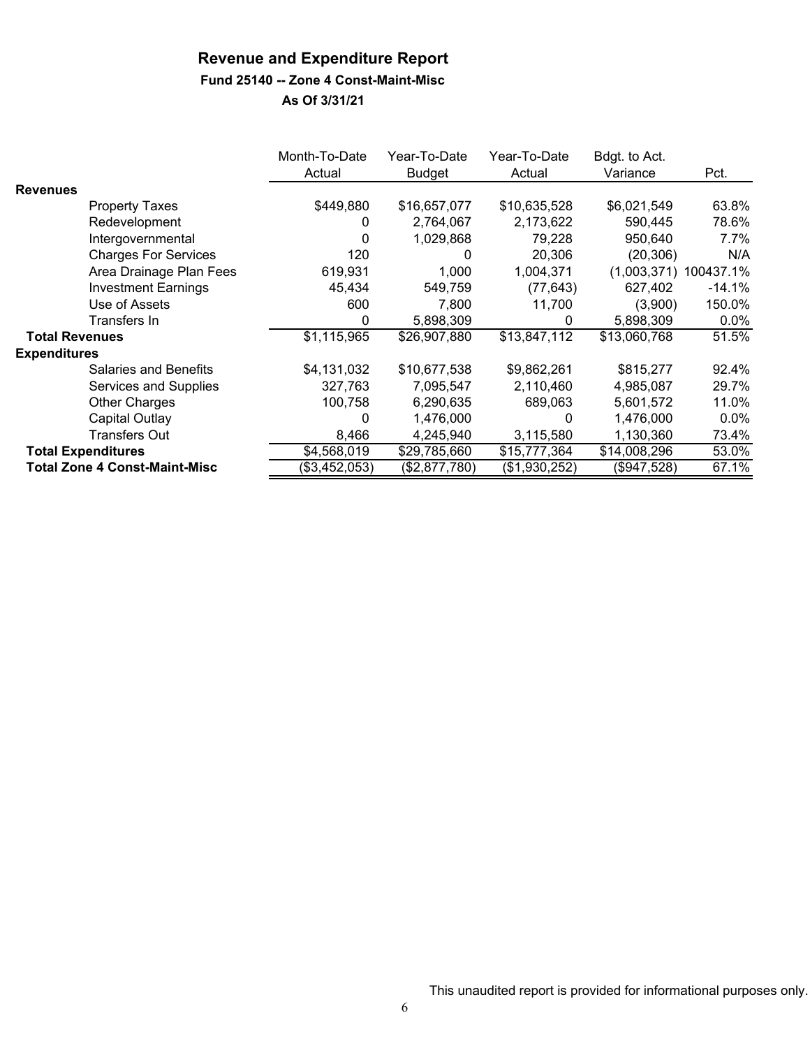# Revenue and Expenditure Report

### Fund 25140 -- Zone 4 Const-Maint-Misc

### As Of 3/31/21

| | Month-To-Date Actual | Year-To-Date Budget | Year-To-Date Actual | Bdgt. to Act. Variance | Pct. |
|---|---|---|---|---|---|
| **Revenues** | | | | | |
| Property Taxes | $449,880 | $16,657,077 | $10,635,528 | $6,021,549 | 63.8% |
| Redevelopment | 0 | 2,764,067 | 2,173,622 | 590,445 | 78.6% |
| Intergovernmental | 0 | 1,029,868 | 79,228 | 950,640 | 7.7% |
| Charges For Services | 120 | 0 | 20,306 | (20,306) | N/A |
| Area Drainage Plan Fees | 619,931 | 1,000 | 1,004,371 | (1,003,371) | 100437.1% |
| Investment Earnings | 45,434 | 549,759 | (77,643) | 627,402 | -14.1% |
| Use of Assets | 600 | 7,800 | 11,700 | (3,900) | 150.0% |
| Transfers In | 0 | 5,898,309 | 0 | 5,898,309 | 0.0% |
| **Total Revenues** | $1,115,965 | $26,907,880 | $13,847,112 | $13,060,768 | 51.5% |
| **Expenditures** | | | | | |
| Salaries and Benefits | $4,131,032 | $10,677,538 | $9,862,261 | $815,277 | 92.4% |
| Services and Supplies | 327,763 | 7,095,547 | 2,110,460 | 4,985,087 | 29.7% |
| Other Charges | 100,758 | 6,290,635 | 689,063 | 5,601,572 | 11.0% |
| Capital Outlay | 0 | 1,476,000 | 0 | 1,476,000 | 0.0% |
| Transfers Out | 8,466 | 4,245,940 | 3,115,580 | 1,130,360 | 73.4% |
| **Total Expenditures** | $4,568,019 | $29,785,660 | $15,777,364 | $14,008,296 | 53.0% |
| **Total Zone 4 Const-Maint-Misc** | ($3,452,053) | ($2,877,780) | ($1,930,252) | ($947,528) | 67.1% |

This unaudited report is provided for informational purposes only.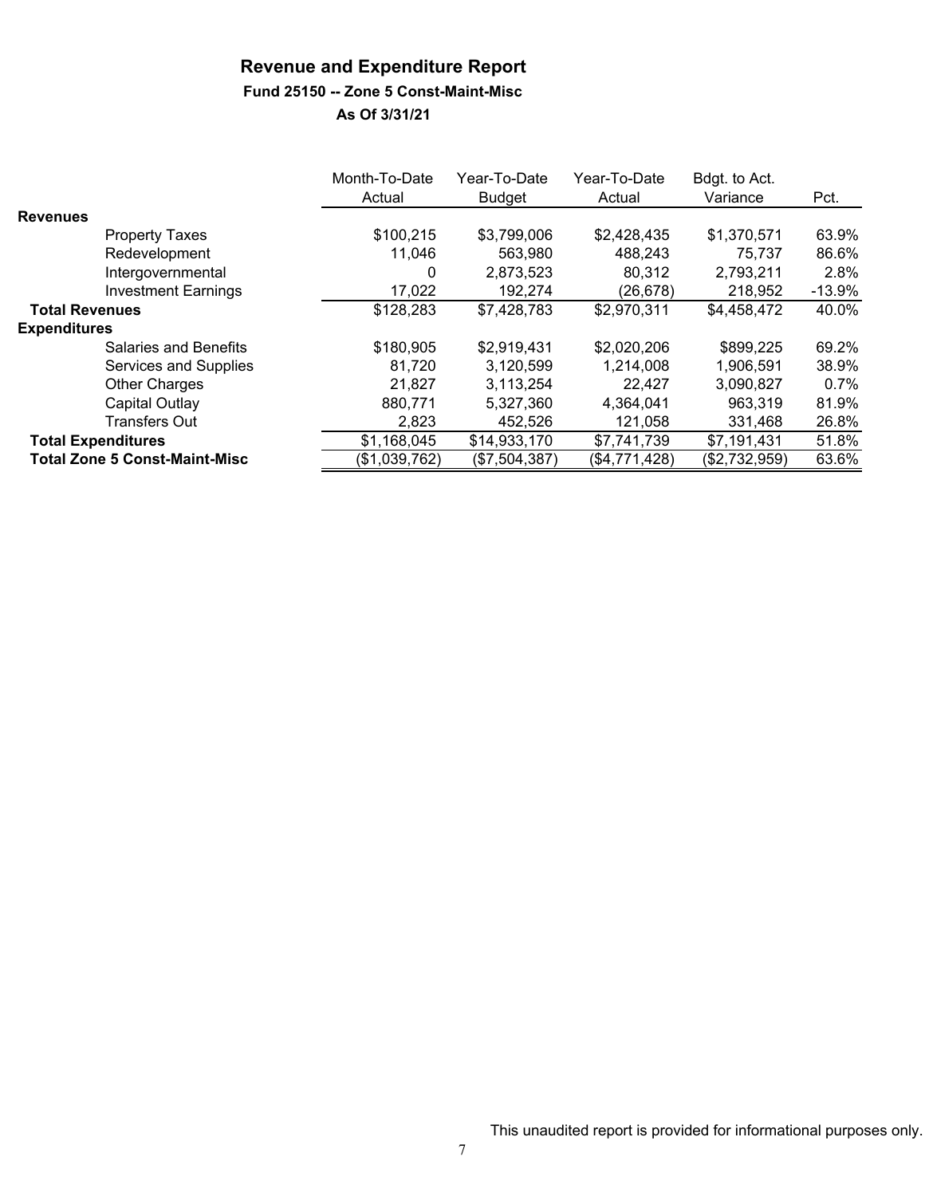# Revenue and Expenditure Report

### Fund 25150 -- Zone 5 Const-Maint-Misc

### As Of 3/31/21

| | Month-To-Date Actual | Year-To-Date Budget | Year-To-Date Actual | Bdgt. to Act. Variance | Pct. |
|---|---|---|---|---|---|
| **Revenues** | | | | | |
| Property Taxes | $100,215 | $3,799,006 | $2,428,435 | $1,370,571 | 63.9% |
| Redevelopment | 11,046 | 563,980 | 488,243 | 75,737 | 86.6% |
| Intergovernmental | 0 | 2,873,523 | 80,312 | 2,793,211 | 2.8% |
| Investment Earnings | 17,022 | 192,274 | (26,678) | 218,952 | -13.9% |
| **Total Revenues** | $128,283 | $7,428,783 | $2,970,311 | $4,458,472 | 40.0% |
| **Expenditures** | | | | | |
| Salaries and Benefits | $180,905 | $2,919,431 | $2,020,206 | $899,225 | 69.2% |
| Services and Supplies | 81,720 | 3,120,599 | 1,214,008 | 1,906,591 | 38.9% |
| Other Charges | 21,827 | 3,113,254 | 22,427 | 3,090,827 | 0.7% |
| Capital Outlay | 880,771 | 5,327,360 | 4,364,041 | 963,319 | 81.9% |
| Transfers Out | 2,823 | 452,526 | 121,058 | 331,468 | 26.8% |
| **Total Expenditures** | $1,168,045 | $14,933,170 | $7,741,739 | $7,191,431 | 51.8% |
| **Total Zone 5 Const-Maint-Misc** | ($1,039,762) | ($7,504,387) | ($4,771,428) | ($2,732,959) | 63.6% |

This unaudited report is provided for informational purposes only.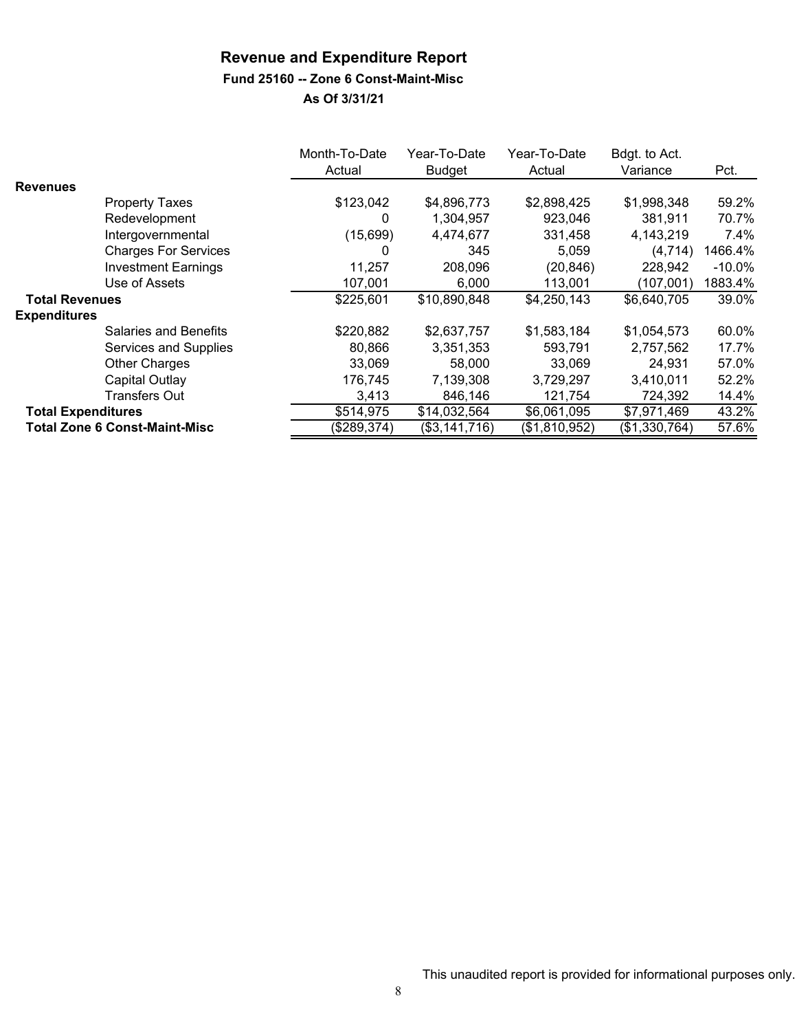# Revenue and Expenditure Report

## Fund 25160 -- Zone 6 Const-Maint-Misc

### As Of 3/31/21

| | Month-To-Date Actual | Year-To-Date Budget | Year-To-Date Actual | Bdgt. to Act. Variance | Pct. |
|---|---|---|---|---|---|
| **Revenues** | | | | | |
| Property Taxes | $123,042 | $4,896,773 | $2,898,425 | $1,998,348 | 59.2% |
| Redevelopment | 0 | 1,304,957 | 923,046 | 381,911 | 70.7% |
| Intergovernmental | (15,699) | 4,474,677 | 331,458 | 4,143,219 | 7.4% |
| Charges For Services | 0 | 345 | 5,059 | (4,714) | 1466.4% |
| Investment Earnings | 11,257 | 208,096 | (20,846) | 228,942 | -10.0% |
| Use of Assets | 107,001 | 6,000 | 113,001 | (107,001) | 1883.4% |
| **Total Revenues** | $225,601 | $10,890,848 | $4,250,143 | $6,640,705 | 39.0% |
| **Expenditures** | | | | | |
| Salaries and Benefits | $220,882 | $2,637,757 | $1,583,184 | $1,054,573 | 60.0% |
| Services and Supplies | 80,866 | 3,351,353 | 593,791 | 2,757,562 | 17.7% |
| Other Charges | 33,069 | 58,000 | 33,069 | 24,931 | 57.0% |
| Capital Outlay | 176,745 | 7,139,308 | 3,729,297 | 3,410,011 | 52.2% |
| Transfers Out | 3,413 | 846,146 | 121,754 | 724,392 | 14.4% |
| **Total Expenditures** | $514,975 | $14,032,564 | $6,061,095 | $7,971,469 | 43.2% |
| **Total Zone 6 Const-Maint-Misc** | ($289,374) | ($3,141,716) | ($1,810,952) | ($1,330,764) | 57.6% |

This unaudited report is provided for informational purposes only.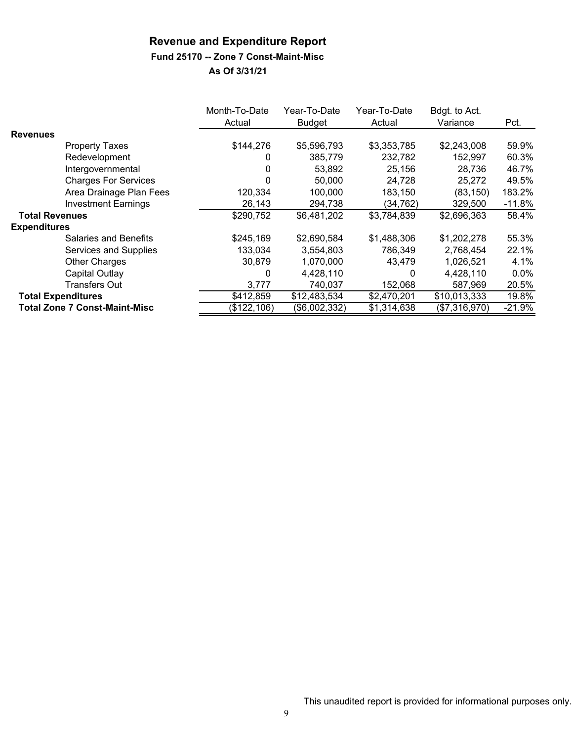# Revenue and Expenditure Report

### Fund 25170 -- Zone 7 Const-Maint-Misc

### As Of 3/31/21

| | Month-To-Date Actual | Year-To-Date Budget | Year-To-Date Actual | Bdgt. to Act. Variance | Pct. |
|---|---|---|---|---|---|
| **Revenues** | | | | | |
| Property Taxes | $144,276 | $5,596,793 | $3,353,785 | $2,243,008 | 59.9% |
| Redevelopment | 0 | 385,779 | 232,782 | 152,997 | 60.3% |
| Intergovernmental | 0 | 53,892 | 25,156 | 28,736 | 46.7% |
| Charges For Services | 0 | 50,000 | 24,728 | 25,272 | 49.5% |
| Area Drainage Plan Fees | 120,334 | 100,000 | 183,150 | (83,150) | 183.2% |
| Investment Earnings | 26,143 | 294,738 | (34,762) | 329,500 | -11.8% |
| **Total Revenues** | $290,752 | $6,481,202 | $3,784,839 | $2,696,363 | 58.4% |
| **Expenditures** | | | | | |
| Salaries and Benefits | $245,169 | $2,690,584 | $1,488,306 | $1,202,278 | 55.3% |
| Services and Supplies | 133,034 | 3,554,803 | 786,349 | 2,768,454 | 22.1% |
| Other Charges | 30,879 | 1,070,000 | 43,479 | 1,026,521 | 4.1% |
| Capital Outlay | 0 | 4,428,110 | 0 | 4,428,110 | 0.0% |
| Transfers Out | 3,777 | 740,037 | 152,068 | 587,969 | 20.5% |
| **Total Expenditures** | $412,859 | $12,483,534 | $2,470,201 | $10,013,333 | 19.8% |
| **Total Zone 7 Const-Maint-Misc** | ($122,106) | ($6,002,332) | $1,314,638 | ($7,316,970) | -21.9% |

This unaudited report is provided for informational purposes only.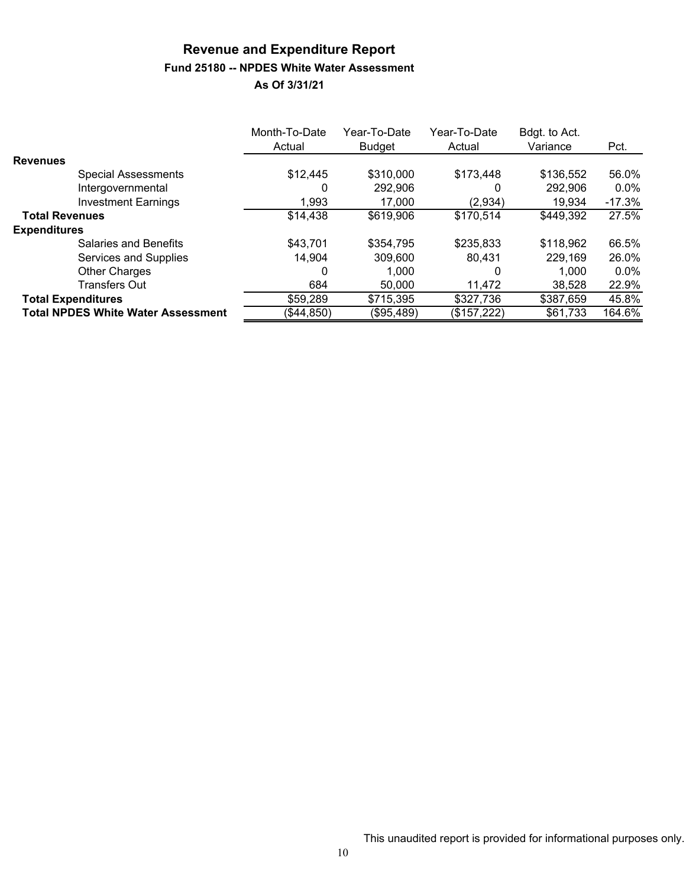# Revenue and Expenditure Report

### Fund 25180 -- NPDES White Water Assessment

### As Of 3/31/21

| | Month-To-Date Actual | Year-To-Date Budget | Year-To-Date Actual | Bdgt. to Act. Variance | Pct. |
|---|---|---|---|---|---|
| **Revenues** | | | | | |
| Special Assessments | $12,445 | $310,000 | $173,448 | $136,552 | 56.0% |
| Intergovernmental | 0 | 292,906 | 0 | 292,906 | 0.0% |
| Investment Earnings | 1,993 | 17,000 | (2,934) | 19,934 | -17.3% |
| **Total Revenues** | $14,438 | $619,906 | $170,514 | $449,392 | 27.5% |
| **Expenditures** | | | | | |
| Salaries and Benefits | $43,701 | $354,795 | $235,833 | $118,962 | 66.5% |
| Services and Supplies | 14,904 | 309,600 | 80,431 | 229,169 | 26.0% |
| Other Charges | 0 | 1,000 | 0 | 1,000 | 0.0% |
| Transfers Out | 684 | 50,000 | 11,472 | 38,528 | 22.9% |
| **Total Expenditures** | $59,289 | $715,395 | $327,736 | $387,659 | 45.8% |
| **Total NPDES White Water Assessment** | ($44,850) | ($95,489) | ($157,222) | $61,733 | 164.6% |

This unaudited report is provided for informational purposes only.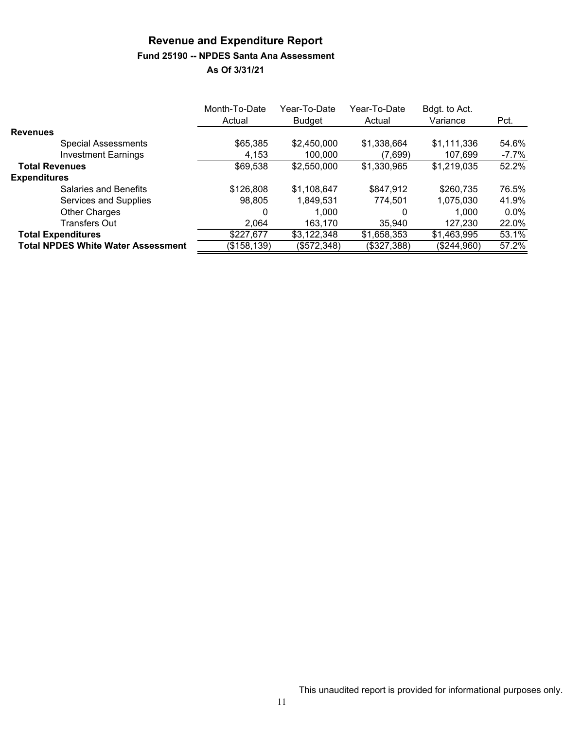# Revenue and Expenditure Report

## Fund 25190 -- NPDES Santa Ana Assessment

### As Of 3/31/21

| | Month-To-Date Actual | Year-To-Date Budget | Year-To-Date Actual | Bdgt. to Act. Variance | Pct. |
|---|---|---|---|---|---|
| **Revenues** | | | | | |
| Special Assessments | $65,385 | $2,450,000 | $1,338,664 | $1,111,336 | 54.6% |
| Investment Earnings | 4,153 | 100,000 | (7,699) | 107,699 | -7.7% |
| **Total Revenues** | $69,538 | $2,550,000 | $1,330,965 | $1,219,035 | 52.2% |
| **Expenditures** | | | | | |
| Salaries and Benefits | $126,808 | $1,108,647 | $847,912 | $260,735 | 76.5% |
| Services and Supplies | 98,805 | 1,849,531 | 774,501 | 1,075,030 | 41.9% |
| Other Charges | 0 | 1,000 | 0 | 1,000 | 0.0% |
| Transfers Out | 2,064 | 163,170 | 35,940 | 127,230 | 22.0% |
| **Total Expenditures** | $227,677 | $3,122,348 | $1,658,353 | $1,463,995 | 53.1% |
| **Total NPDES White Water Assessment** | ($158,139) | ($572,348) | ($327,388) | ($244,960) | 57.2% |

This unaudited report is provided for informational purposes only.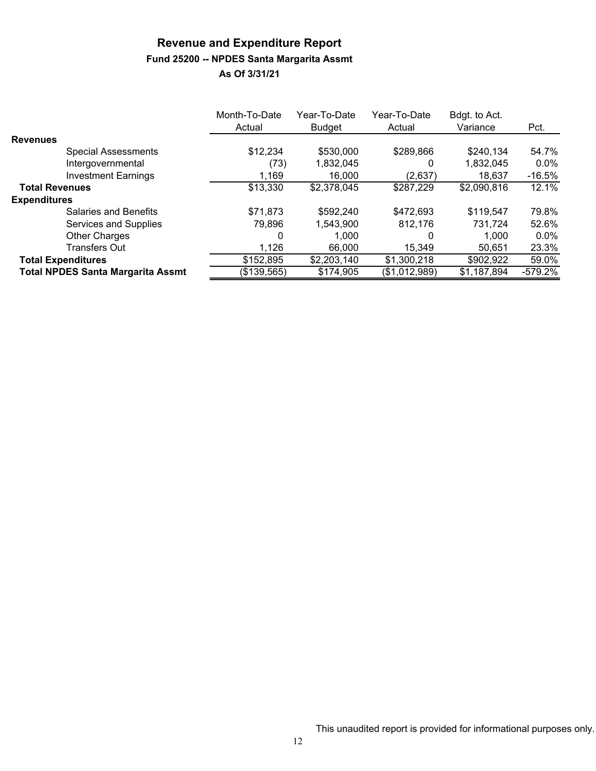# Revenue and Expenditure Report

### Fund 25200 -- NPDES Santa Margarita Assmt

### As Of 3/31/21

| | Month-To-Date Actual | Year-To-Date Budget | Year-To-Date Actual | Bdgt. to Act. Variance | Pct. |
|---|---|---|---|---|---|
| **Revenues** | | | | | |
| Special Assessments | $12,234 | $530,000 | $289,866 | $240,134 | 54.7% |
| Intergovernmental | (73) | 1,832,045 | 0 | 1,832,045 | 0.0% |
| Investment Earnings | 1,169 | 16,000 | (2,637) | 18,637 | -16.5% |
| **Total Revenues** | $13,330 | $2,378,045 | $287,229 | $2,090,816 | 12.1% |
| **Expenditures** | | | | | |
| Salaries and Benefits | $71,873 | $592,240 | $472,693 | $119,547 | 79.8% |
| Services and Supplies | 79,896 | 1,543,900 | 812,176 | 731,724 | 52.6% |
| Other Charges | 0 | 1,000 | 0 | 1,000 | 0.0% |
| Transfers Out | 1,126 | 66,000 | 15,349 | 50,651 | 23.3% |
| **Total Expenditures** | $152,895 | $2,203,140 | $1,300,218 | $902,922 | 59.0% |
| **Total NPDES Santa Margarita Assmt** | ($139,565) | $174,905 | ($1,012,989) | $1,187,894 | -579.2% |

This unaudited report is provided for informational purposes only.